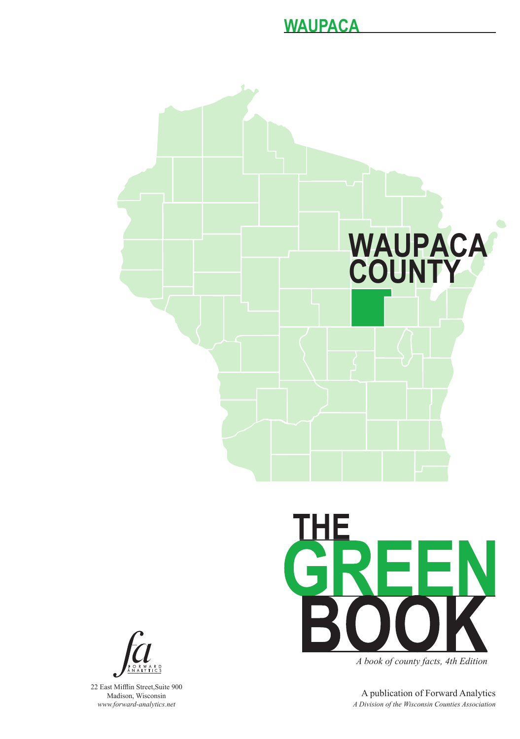# WAUPACA

WAUPACA COUNTY

# THE GREEN BOOK

*A book of county facts, 4th Edition*

FORWARD ANALYTICS

22 East Mifflin Street,Suite 900
Madison, Wisconsin
*www.forward-analytics.net*

A publication of Forward Analytics
*A Division of the Wisconsin Counties Association*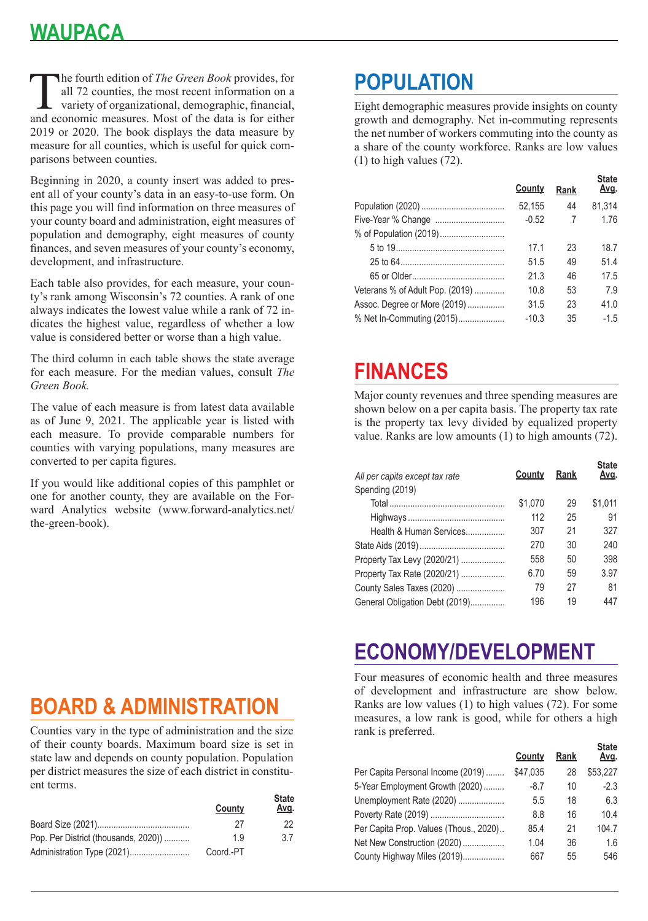# WAUPACA

The fourth edition of *The Green Book* provides, for all 72 counties, the most recent information on a variety of organizational, demographic, financial, and economic measures. Most of the data is for either 2019 or 2020. The book displays the data measure by measure for all counties, which is useful for quick comparisons between counties.

Beginning in 2020, a county insert was added to present all of your county's data in an easy-to-use form. On this page you will find information on three measures of your county board and administration, eight measures of population and demography, eight measures of county finances, and seven measures of your county's economy, development, and infrastructure.

Each table also provides, for each measure, your county's rank among Wisconsin's 72 counties. A rank of one always indicates the lowest value while a rank of 72 indicates the highest value, regardless of whether a low value is considered better or worse than a high value.

The third column in each table shows the state average for each measure. For the median values, consult *The Green Book.*

The value of each measure is from latest data available as of June 9, 2021. The applicable year is listed with each measure. To provide comparable numbers for counties with varying populations, many measures are converted to per capita figures.

If you would like additional copies of this pamphlet or one for another county, they are available on the Forward Analytics website (www.forward-analytics.net/the-green-book).

## BOARD & ADMINISTRATION

Counties vary in the type of administration and the size of their county boards. Maximum board size is set in state law and depends on county population. Population per district measures the size of each district in constituent terms.

| | County | State Avg. |
|---|---|---|
| Board Size (2021) | 27 | 22 |
| Pop. Per District (thousands, 2020)) | 1.9 | 3.7 |
| Administration Type (2021) | Coord.-PT | |

## POPULATION

Eight demographic measures provide insights on county growth and demography. Net in-commuting represents the net number of workers commuting into the county as a share of the county workforce. Ranks are low values (1) to high values (72).

| | County | Rank | State Avg. |
|---|---|---|---|
| Population (2020) | 52,155 | 44 | 81,314 |
| Five-Year % Change | -0.52 | 7 | 1.76 |
| % of Population (2019) | | | |
| 5 to 19 | 17.1 | 23 | 18.7 |
| 25 to 64 | 51.5 | 49 | 51.4 |
| 65 or Older | 21.3 | 46 | 17.5 |
| Veterans % of Adult Pop. (2019) | 10.8 | 53 | 7.9 |
| Assoc. Degree or More (2019) | 31.5 | 23 | 41.0 |
| % Net In-Commuting (2015) | -10.3 | 35 | -1.5 |

## FINANCES

Major county revenues and three spending measures are shown below on a per capita basis. The property tax rate is the property tax levy divided by equalized property value. Ranks are low amounts (1) to high amounts (72).

| *All per capita except tax rate* | County | Rank | State Avg. |
|---|---|---|---|
| Spending (2019) | | | |
| Total | $1,070 | 29 | $1,011 |
| Highways | 112 | 25 | 91 |
| Health & Human Services | 307 | 21 | 327 |
| State Aids (2019) | 270 | 30 | 240 |
| Property Tax Levy (2020/21) | 558 | 50 | 398 |
| Property Tax Rate (2020/21) | 6.70 | 59 | 3.97 |
| County Sales Taxes (2020) | 79 | 27 | 81 |
| General Obligation Debt (2019) | 196 | 19 | 447 |

## ECONOMY/DEVELOPMENT

Four measures of economic health and three measures of development and infrastructure are show below. Ranks are low values (1) to high values (72). For some measures, a low rank is good, while for others a high rank is preferred.

| | County | Rank | State Avg. |
|---|---|---|---|
| Per Capita Personal Income (2019) | $47,035 | 28 | $53,227 |
| 5-Year Employment Growth (2020) | -8.7 | 10 | -2.3 |
| Unemployment Rate (2020) | 5.5 | 18 | 6.3 |
| Poverty Rate (2019) | 8.8 | 16 | 10.4 |
| Per Capita Prop. Values (Thous., 2020) | 85.4 | 21 | 104.7 |
| Net New Construction (2020) | 1.04 | 36 | 1.6 |
| County Highway Miles (2019) | 667 | 55 | 546 |